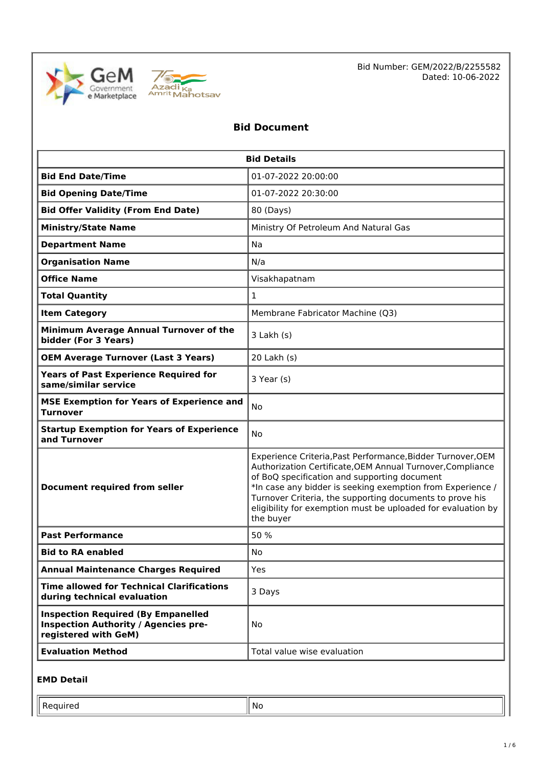Bid Number: GEM/2022/B/2255582
Dated: 10-06-2022

# Bid Document

| Bid Details | |
|---|---|
| **Bid End Date/Time** | 01-07-2022 20:00:00 |
| **Bid Opening Date/Time** | 01-07-2022 20:30:00 |
| **Bid Offer Validity (From End Date)** | 80 (Days) |
| **Ministry/State Name** | Ministry Of Petroleum And Natural Gas |
| **Department Name** | Na |
| **Organisation Name** | N/a |
| **Office Name** | Visakhapatnam |
| **Total Quantity** | 1 |
| **Item Category** | Membrane Fabricator Machine (Q3) |
| **Minimum Average Annual Turnover of the bidder (For 3 Years)** | 3 Lakh (s) |
| **OEM Average Turnover (Last 3 Years)** | 20 Lakh (s) |
| **Years of Past Experience Required for same/similar service** | 3 Year (s) |
| **MSE Exemption for Years of Experience and Turnover** | No |
| **Startup Exemption for Years of Experience and Turnover** | No |
| **Document required from seller** | Experience Criteria,Past Performance,Bidder Turnover,OEM Authorization Certificate,OEM Annual Turnover,Compliance of BoQ specification and supporting document<br>*In case any bidder is seeking exemption from Experience / Turnover Criteria, the supporting documents to prove his eligibility for exemption must be uploaded for evaluation by the buyer |
| **Past Performance** | 50 % |
| **Bid to RA enabled** | No |
| **Annual Maintenance Charges Required** | Yes |
| **Time allowed for Technical Clarifications during technical evaluation** | 3 Days |
| **Inspection Required (By Empanelled Inspection Authority / Agencies pre-registered with GeM)** | No |
| **Evaluation Method** | Total value wise evaluation |

### EMD Detail

| | |
|---|---|
| Required | No |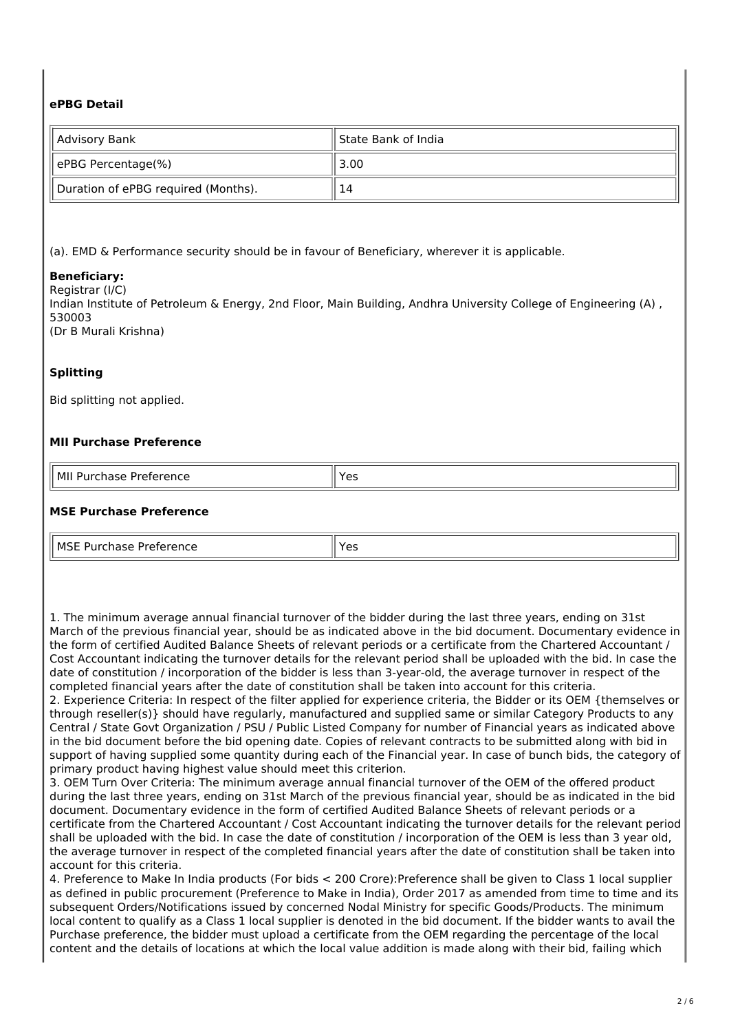### ePBG Detail

| Advisory Bank | State Bank of India |
|---|---|
| ePBG Percentage(%) | 3.00 |
| Duration of ePBG required (Months). | 14 |

(a). EMD & Performance security should be in favour of Beneficiary, wherever it is applicable.

**Beneficiary:**
Registrar (I/C)
Indian Institute of Petroleum & Energy, 2nd Floor, Main Building, Andhra University College of Engineering (A) , 530003
(Dr B Murali Krishna)

### Splitting

Bid splitting not applied.

### MII Purchase Preference

| MII Purchase Preference | Yes |
|---|---|

### MSE Purchase Preference

| MSE Purchase Preference | Yes |
|---|---|

1. The minimum average annual financial turnover of the bidder during the last three years, ending on 31st March of the previous financial year, should be as indicated above in the bid document. Documentary evidence in the form of certified Audited Balance Sheets of relevant periods or a certificate from the Chartered Accountant / Cost Accountant indicating the turnover details for the relevant period shall be uploaded with the bid. In case the date of constitution / incorporation of the bidder is less than 3-year-old, the average turnover in respect of the completed financial years after the date of constitution shall be taken into account for this criteria.
2. Experience Criteria: In respect of the filter applied for experience criteria, the Bidder or its OEM {themselves or through reseller(s)} should have regularly, manufactured and supplied same or similar Category Products to any Central / State Govt Organization / PSU / Public Listed Company for number of Financial years as indicated above in the bid document before the bid opening date. Copies of relevant contracts to be submitted along with bid in support of having supplied some quantity during each of the Financial year. In case of bunch bids, the category of primary product having highest value should meet this criterion.
3. OEM Turn Over Criteria: The minimum average annual financial turnover of the OEM of the offered product during the last three years, ending on 31st March of the previous financial year, should be as indicated in the bid document. Documentary evidence in the form of certified Audited Balance Sheets of relevant periods or a certificate from the Chartered Accountant / Cost Accountant indicating the turnover details for the relevant period shall be uploaded with the bid. In case the date of constitution / incorporation of the OEM is less than 3 year old, the average turnover in respect of the completed financial years after the date of constitution shall be taken into account for this criteria.
4. Preference to Make In India products (For bids < 200 Crore):Preference shall be given to Class 1 local supplier as defined in public procurement (Preference to Make in India), Order 2017 as amended from time to time and its subsequent Orders/Notifications issued by concerned Nodal Ministry for specific Goods/Products. The minimum local content to qualify as a Class 1 local supplier is denoted in the bid document. If the bidder wants to avail the Purchase preference, the bidder must upload a certificate from the OEM regarding the percentage of the local content and the details of locations at which the local value addition is made along with their bid, failing which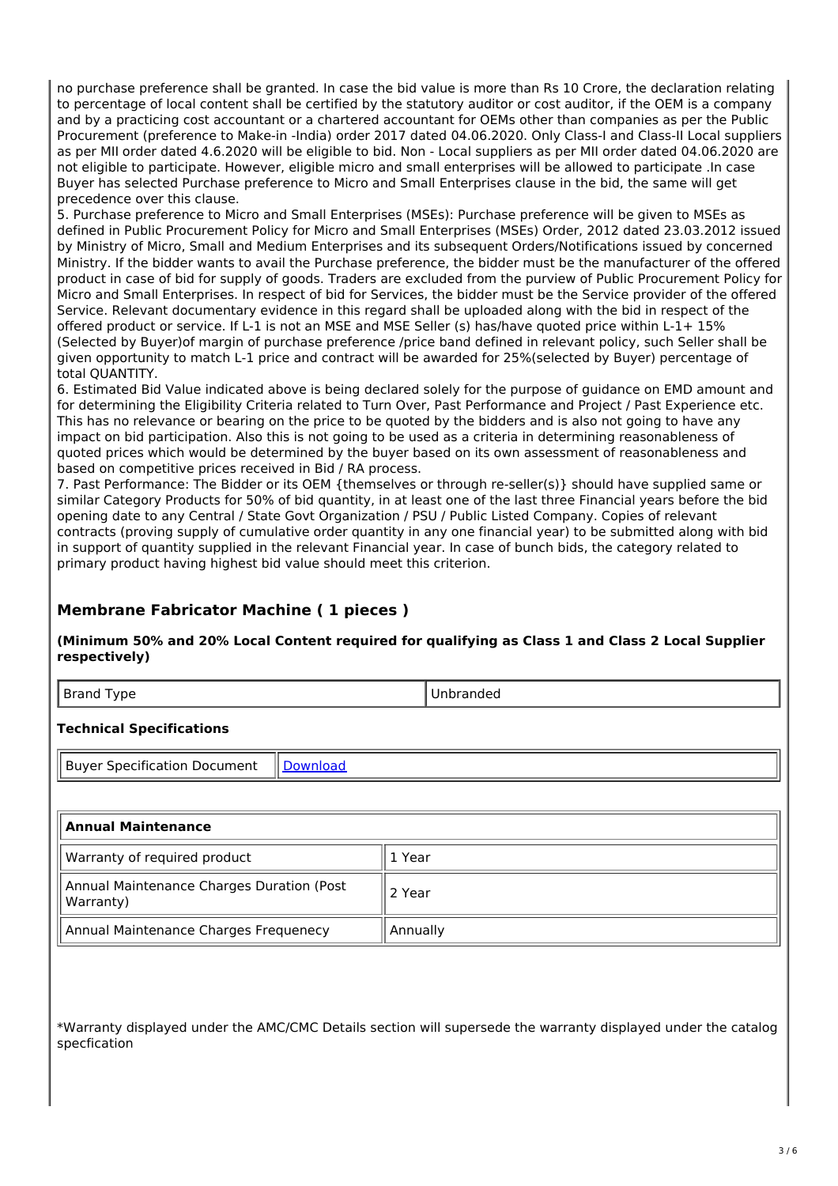no purchase preference shall be granted. In case the bid value is more than Rs 10 Crore, the declaration relating to percentage of local content shall be certified by the statutory auditor or cost auditor, if the OEM is a company and by a practicing cost accountant or a chartered accountant for OEMs other than companies as per the Public Procurement (preference to Make-in -India) order 2017 dated 04.06.2020. Only Class-I and Class-II Local suppliers as per MII order dated 4.6.2020 will be eligible to bid. Non - Local suppliers as per MII order dated 04.06.2020 are not eligible to participate. However, eligible micro and small enterprises will be allowed to participate .In case Buyer has selected Purchase preference to Micro and Small Enterprises clause in the bid, the same will get precedence over this clause.

5. Purchase preference to Micro and Small Enterprises (MSEs): Purchase preference will be given to MSEs as defined in Public Procurement Policy for Micro and Small Enterprises (MSEs) Order, 2012 dated 23.03.2012 issued by Ministry of Micro, Small and Medium Enterprises and its subsequent Orders/Notifications issued by concerned Ministry. If the bidder wants to avail the Purchase preference, the bidder must be the manufacturer of the offered product in case of bid for supply of goods. Traders are excluded from the purview of Public Procurement Policy for Micro and Small Enterprises. In respect of bid for Services, the bidder must be the Service provider of the offered Service. Relevant documentary evidence in this regard shall be uploaded along with the bid in respect of the offered product or service. If L-1 is not an MSE and MSE Seller (s) has/have quoted price within L-1+ 15% (Selected by Buyer)of margin of purchase preference /price band defined in relevant policy, such Seller shall be given opportunity to match L-1 price and contract will be awarded for 25%(selected by Buyer) percentage of total QUANTITY.

6. Estimated Bid Value indicated above is being declared solely for the purpose of guidance on EMD amount and for determining the Eligibility Criteria related to Turn Over, Past Performance and Project / Past Experience etc. This has no relevance or bearing on the price to be quoted by the bidders and is also not going to have any impact on bid participation. Also this is not going to be used as a criteria in determining reasonableness of quoted prices which would be determined by the buyer based on its own assessment of reasonableness and based on competitive prices received in Bid / RA process.

7. Past Performance: The Bidder or its OEM {themselves or through re-seller(s)} should have supplied same or similar Category Products for 50% of bid quantity, in at least one of the last three Financial years before the bid opening date to any Central / State Govt Organization / PSU / Public Listed Company. Copies of relevant contracts (proving supply of cumulative order quantity in any one financial year) to be submitted along with bid in support of quantity supplied in the relevant Financial year. In case of bunch bids, the category related to primary product having highest bid value should meet this criterion.

## Membrane Fabricator Machine ( 1 pieces )

**(Minimum 50% and 20% Local Content required for qualifying as Class 1 and Class 2 Local Supplier respectively)**

| Brand Type | Unbranded |
|---|---|

### Technical Specifications

| Buyer Specification Document | Download |
|---|---|

| Annual Maintenance | |
|---|---|
| Warranty of required product | 1 Year |
| Annual Maintenance Charges Duration (Post Warranty) | 2 Year |
| Annual Maintenance Charges Frequenecy | Annually |

*Warranty displayed under the AMC/CMC Details section will supersede the warranty displayed under the catalog specfication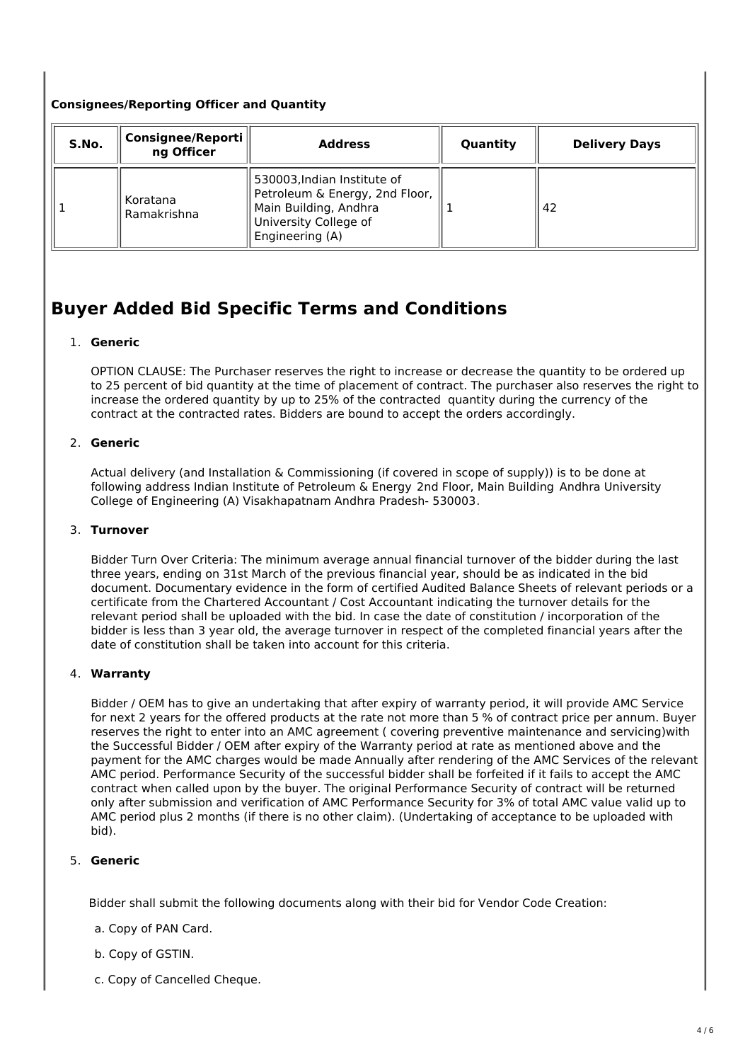**Consignees/Reporting Officer and Quantity**

| S.No. | Consignee/Reporting Officer | Address | Quantity | Delivery Days |
|---|---|---|---|---|
| 1 | Koratana Ramakrishna | 530003,Indian Institute of Petroleum & Energy, 2nd Floor, Main Building, Andhra University College of Engineering (A) | 1 | 42 |

# Buyer Added Bid Specific Terms and Conditions

1. **Generic**

   OPTION CLAUSE: The Purchaser reserves the right to increase or decrease the quantity to be ordered up to 25 percent of bid quantity at the time of placement of contract. The purchaser also reserves the right to increase the ordered quantity by up to 25% of the contracted quantity during the currency of the contract at the contracted rates. Bidders are bound to accept the orders accordingly.

2. **Generic**

   Actual delivery (and Installation & Commissioning (if covered in scope of supply)) is to be done at following address Indian Institute of Petroleum & Energy 2nd Floor, Main Building Andhra University College of Engineering (A) Visakhapatnam Andhra Pradesh- 530003.

3. **Turnover**

   Bidder Turn Over Criteria: The minimum average annual financial turnover of the bidder during the last three years, ending on 31st March of the previous financial year, should be as indicated in the bid document. Documentary evidence in the form of certified Audited Balance Sheets of relevant periods or a certificate from the Chartered Accountant / Cost Accountant indicating the turnover details for the relevant period shall be uploaded with the bid. In case the date of constitution / incorporation of the bidder is less than 3 year old, the average turnover in respect of the completed financial years after the date of constitution shall be taken into account for this criteria.

4. **Warranty**

   Bidder / OEM has to give an undertaking that after expiry of warranty period, it will provide AMC Service for next 2 years for the offered products at the rate not more than 5 % of contract price per annum. Buyer reserves the right to enter into an AMC agreement ( covering preventive maintenance and servicing)with the Successful Bidder / OEM after expiry of the Warranty period at rate as mentioned above and the payment for the AMC charges would be made Annually after rendering of the AMC Services of the relevant AMC period. Performance Security of the successful bidder shall be forfeited if it fails to accept the AMC contract when called upon by the buyer. The original Performance Security of contract will be returned only after submission and verification of AMC Performance Security for 3% of total AMC value valid up to AMC period plus 2 months (if there is no other claim). (Undertaking of acceptance to be uploaded with bid).

5. **Generic**

   Bidder shall submit the following documents along with their bid for Vendor Code Creation:

   a. Copy of PAN Card.

   b. Copy of GSTIN.

   c. Copy of Cancelled Cheque.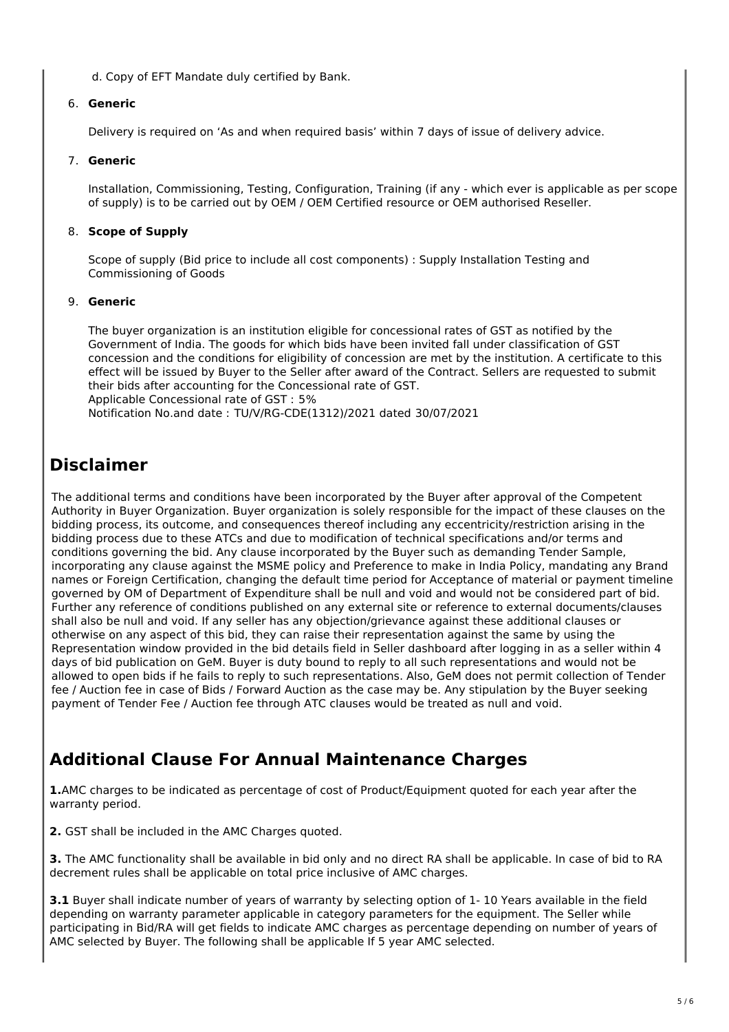d. Copy of EFT Mandate duly certified by Bank.

6. **Generic**

   Delivery is required on 'As and when required basis' within 7 days of issue of delivery advice.

7. **Generic**

   Installation, Commissioning, Testing, Configuration, Training (if any - which ever is applicable as per scope of supply) is to be carried out by OEM / OEM Certified resource or OEM authorised Reseller.

8. **Scope of Supply**

   Scope of supply (Bid price to include all cost components) : Supply Installation Testing and Commissioning of Goods

9. **Generic**

   The buyer organization is an institution eligible for concessional rates of GST as notified by the Government of India. The goods for which bids have been invited fall under classification of GST concession and the conditions for eligibility of concession are met by the institution. A certificate to this effect will be issued by Buyer to the Seller after award of the Contract. Sellers are requested to submit their bids after accounting for the Concessional rate of GST.
   Applicable Concessional rate of GST : 5%
   Notification No.and date : TU/V/RG-CDE(1312)/2021 dated 30/07/2021

## Disclaimer

The additional terms and conditions have been incorporated by the Buyer after approval of the Competent Authority in Buyer Organization. Buyer organization is solely responsible for the impact of these clauses on the bidding process, its outcome, and consequences thereof including any eccentricity/restriction arising in the bidding process due to these ATCs and due to modification of technical specifications and/or terms and conditions governing the bid. Any clause incorporated by the Buyer such as demanding Tender Sample, incorporating any clause against the MSME policy and Preference to make in India Policy, mandating any Brand names or Foreign Certification, changing the default time period for Acceptance of material or payment timeline governed by OM of Department of Expenditure shall be null and void and would not be considered part of bid. Further any reference of conditions published on any external site or reference to external documents/clauses shall also be null and void. If any seller has any objection/grievance against these additional clauses or otherwise on any aspect of this bid, they can raise their representation against the same by using the Representation window provided in the bid details field in Seller dashboard after logging in as a seller within 4 days of bid publication on GeM. Buyer is duty bound to reply to all such representations and would not be allowed to open bids if he fails to reply to such representations. Also, GeM does not permit collection of Tender fee / Auction fee in case of Bids / Forward Auction as the case may be. Any stipulation by the Buyer seeking payment of Tender Fee / Auction fee through ATC clauses would be treated as null and void.

## Additional Clause For Annual Maintenance Charges

**1.** AMC charges to be indicated as percentage of cost of Product/Equipment quoted for each year after the warranty period.

**2.** GST shall be included in the AMC Charges quoted.

**3.** The AMC functionality shall be available in bid only and no direct RA shall be applicable. In case of bid to RA decrement rules shall be applicable on total price inclusive of AMC charges.

**3.1** Buyer shall indicate number of years of warranty by selecting option of 1- 10 Years available in the field depending on warranty parameter applicable in category parameters for the equipment. The Seller while participating in Bid/RA will get fields to indicate AMC charges as percentage depending on number of years of AMC selected by Buyer. The following shall be applicable If 5 year AMC selected.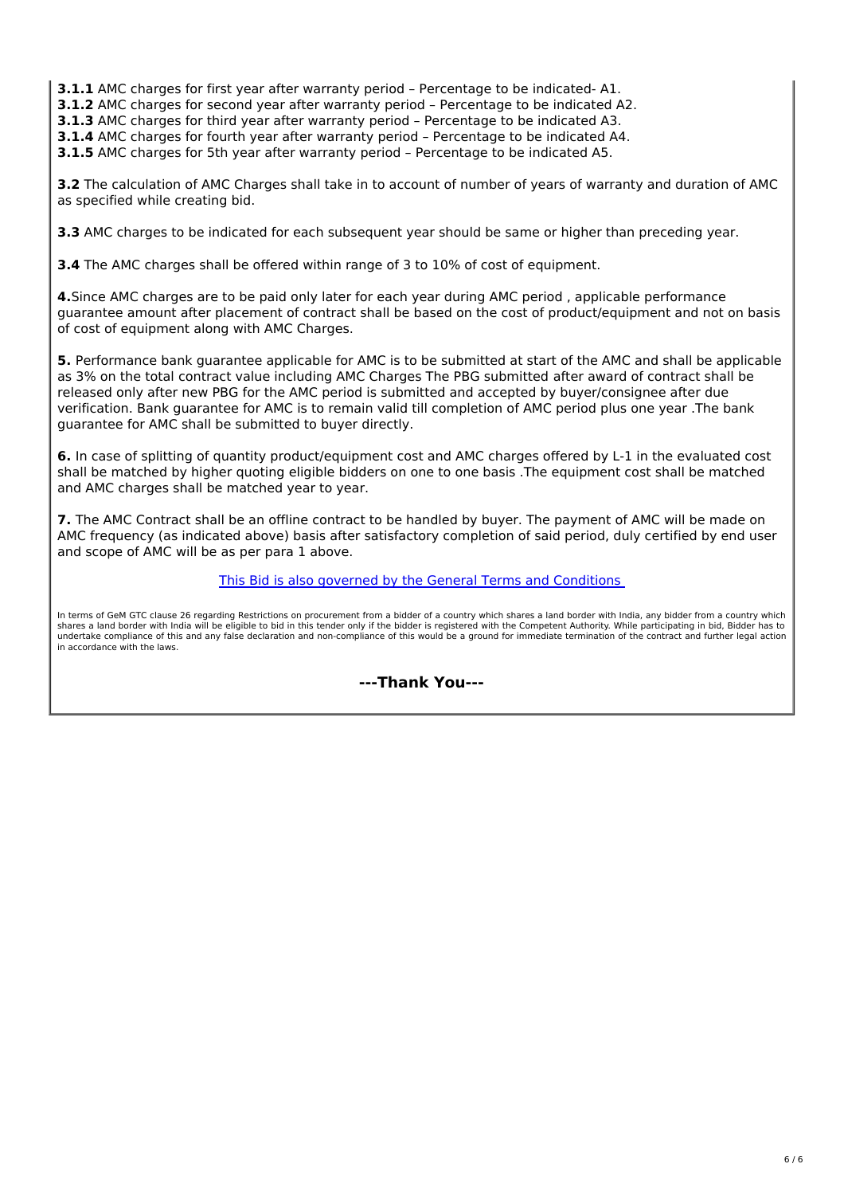**3.1.1** AMC charges for first year after warranty period – Percentage to be indicated- A1.
**3.1.2** AMC charges for second year after warranty period – Percentage to be indicated A2.
**3.1.3** AMC charges for third year after warranty period – Percentage to be indicated A3.
**3.1.4** AMC charges for fourth year after warranty period – Percentage to be indicated A4.
**3.1.5** AMC charges for 5th year after warranty period – Percentage to be indicated A5.

**3.2** The calculation of AMC Charges shall take in to account of number of years of warranty and duration of AMC as specified while creating bid.

**3.3** AMC charges to be indicated for each subsequent year should be same or higher than preceding year.

**3.4** The AMC charges shall be offered within range of 3 to 10% of cost of equipment.

**4.**Since AMC charges are to be paid only later for each year during AMC period , applicable performance guarantee amount after placement of contract shall be based on the cost of product/equipment and not on basis of cost of equipment along with AMC Charges.

**5.** Performance bank guarantee applicable for AMC is to be submitted at start of the AMC and shall be applicable as 3% on the total contract value including AMC Charges The PBG submitted after award of contract shall be released only after new PBG for the AMC period is submitted and accepted by buyer/consignee after due verification. Bank guarantee for AMC is to remain valid till completion of AMC period plus one year .The bank guarantee for AMC shall be submitted to buyer directly.

**6.** In case of splitting of quantity product/equipment cost and AMC charges offered by L-1 in the evaluated cost shall be matched by higher quoting eligible bidders on one to one basis .The equipment cost shall be matched and AMC charges shall be matched year to year.

**7.** The AMC Contract shall be an offline contract to be handled by buyer. The payment of AMC will be made on AMC frequency (as indicated above) basis after satisfactory completion of said period, duly certified by end user and scope of AMC will be as per para 1 above.

This Bid is also governed by the General Terms and Conditions

In terms of GeM GTC clause 26 regarding Restrictions on procurement from a bidder of a country which shares a land border with India, any bidder from a country which shares a land border with India will be eligible to bid in this tender only if the bidder is registered with the Competent Authority. While participating in bid, Bidder has to undertake compliance of this and any false declaration and non-compliance of this would be a ground for immediate termination of the contract and further legal action in accordance with the laws.

**---Thank You---**